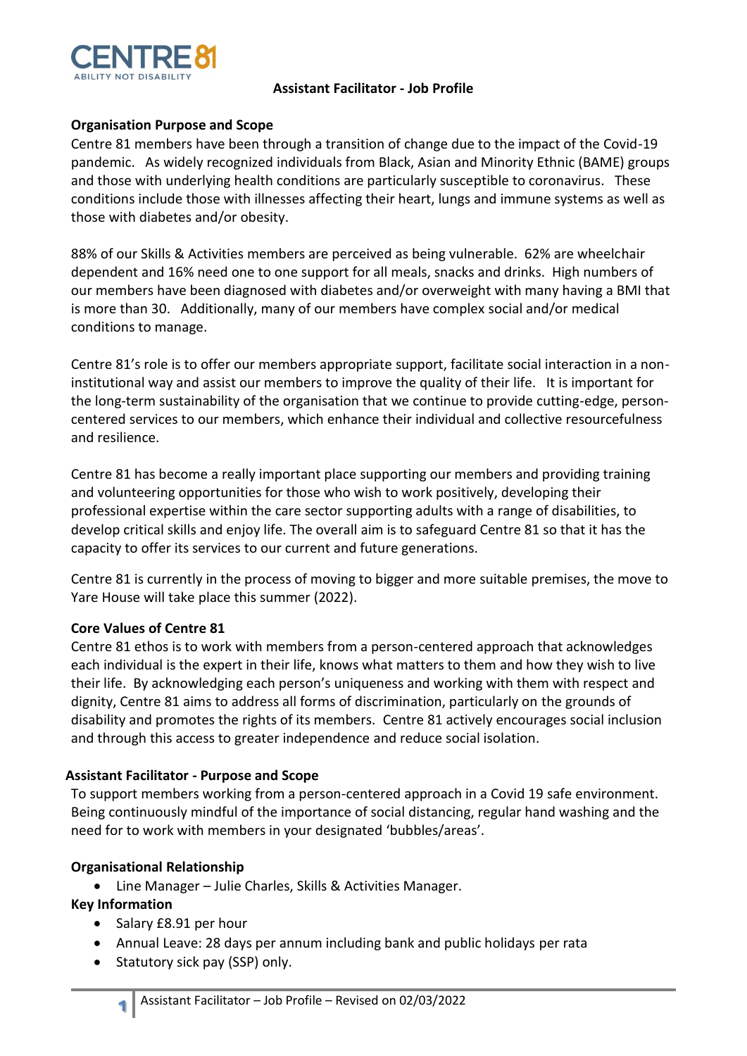CENTRE 81
ABILITY NOT DISABILITY

# Assistant Facilitator - Job Profile

## Organisation Purpose and Scope

Centre 81 members have been through a transition of change due to the impact of the Covid-19 pandemic. As widely recognized individuals from Black, Asian and Minority Ethnic (BAME) groups and those with underlying health conditions are particularly susceptible to coronavirus. These conditions include those with illnesses affecting their heart, lungs and immune systems as well as those with diabetes and/or obesity.

88% of our Skills & Activities members are perceived as being vulnerable. 62% are wheelchair dependent and 16% need one to one support for all meals, snacks and drinks. High numbers of our members have been diagnosed with diabetes and/or overweight with many having a BMI that is more than 30. Additionally, many of our members have complex social and/or medical conditions to manage.

Centre 81's role is to offer our members appropriate support, facilitate social interaction in a non-institutional way and assist our members to improve the quality of their life. It is important for the long-term sustainability of the organisation that we continue to provide cutting-edge, person-centered services to our members, which enhance their individual and collective resourcefulness and resilience.

Centre 81 has become a really important place supporting our members and providing training and volunteering opportunities for those who wish to work positively, developing their professional expertise within the care sector supporting adults with a range of disabilities, to develop critical skills and enjoy life. The overall aim is to safeguard Centre 81 so that it has the capacity to offer its services to our current and future generations.

Centre 81 is currently in the process of moving to bigger and more suitable premises, the move to Yare House will take place this summer (2022).

## Core Values of Centre 81

Centre 81 ethos is to work with members from a person-centered approach that acknowledges each individual is the expert in their life, knows what matters to them and how they wish to live their life. By acknowledging each person's uniqueness and working with them with respect and dignity, Centre 81 aims to address all forms of discrimination, particularly on the grounds of disability and promotes the rights of its members. Centre 81 actively encourages social inclusion and through this access to greater independence and reduce social isolation.

## Assistant Facilitator - Purpose and Scope

To support members working from a person-centered approach in a Covid 19 safe environment. Being continuously mindful of the importance of social distancing, regular hand washing and the need for to work with members in your designated 'bubbles/areas'.

## Organisational Relationship

- Line Manager – Julie Charles, Skills & Activities Manager.

## Key Information

- Salary £8.91 per hour
- Annual Leave: 28 days per annum including bank and public holidays per rata
- Statutory sick pay (SSP) only.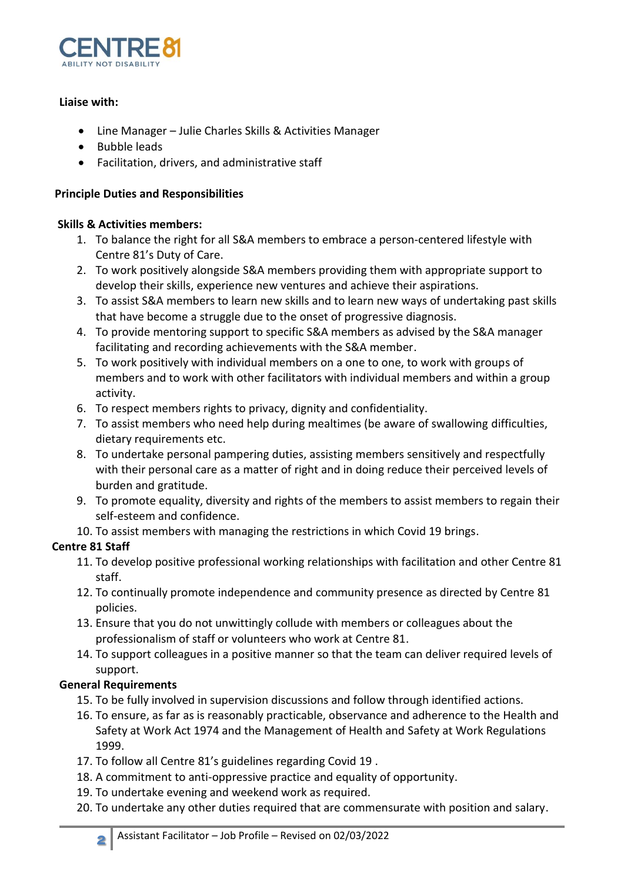**Liaise with:**

- Line Manager – Julie Charles Skills & Activities Manager
- Bubble leads
- Facilitation, drivers, and administrative staff

**Principle Duties and Responsibilities**

**Skills & Activities members:**

1. To balance the right for all S&A members to embrace a person-centered lifestyle with Centre 81's Duty of Care.
2. To work positively alongside S&A members providing them with appropriate support to develop their skills, experience new ventures and achieve their aspirations.
3. To assist S&A members to learn new skills and to learn new ways of undertaking past skills that have become a struggle due to the onset of progressive diagnosis.
4. To provide mentoring support to specific S&A members as advised by the S&A manager facilitating and recording achievements with the S&A member.
5. To work positively with individual members on a one to one, to work with groups of members and to work with other facilitators with individual members and within a group activity.
6. To respect members rights to privacy, dignity and confidentiality.
7. To assist members who need help during mealtimes (be aware of swallowing difficulties, dietary requirements etc.
8. To undertake personal pampering duties, assisting members sensitively and respectfully with their personal care as a matter of right and in doing reduce their perceived levels of burden and gratitude.
9. To promote equality, diversity and rights of the members to assist members to regain their self-esteem and confidence.
10. To assist members with managing the restrictions in which Covid 19 brings.

**Centre 81 Staff**

11. To develop positive professional working relationships with facilitation and other Centre 81 staff.
12. To continually promote independence and community presence as directed by Centre 81 policies.
13. Ensure that you do not unwittingly collude with members or colleagues about the professionalism of staff or volunteers who work at Centre 81.
14. To support colleagues in a positive manner so that the team can deliver required levels of support.

**General Requirements**

15. To be fully involved in supervision discussions and follow through identified actions.
16. To ensure, as far as is reasonably practicable, observance and adherence to the Health and Safety at Work Act 1974 and the Management of Health and Safety at Work Regulations 1999.
17. To follow all Centre 81's guidelines regarding Covid 19 .
18. A commitment to anti-oppressive practice and equality of opportunity.
19. To undertake evening and weekend work as required.
20. To undertake any other duties required that are commensurate with position and salary.